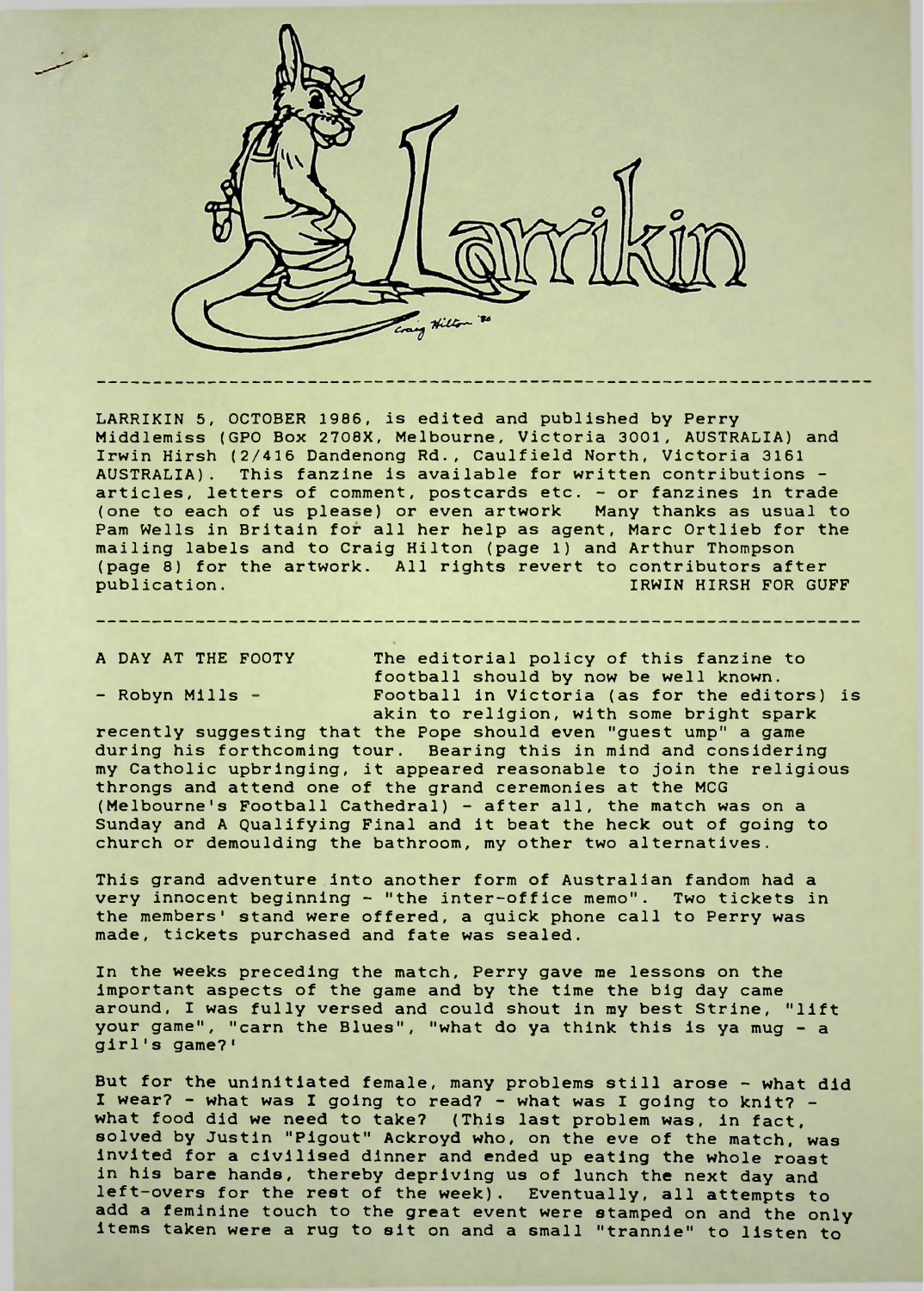# Larrikin

LARRIKIN 5, OCTOBER 1986, is edited and published by Perry Middlemiss (GPO Box 2708X, Melbourne, Victoria 3001, AUSTRALIA) and Irwin Hirsh (2/416 Dandenong Rd., Caulfield North, Victoria 3161 AUSTRALIA). This fanzine is available for written contributions - articles, letters of comment, postcards etc. - or fanzines in trade (one to each of us please) or even artwork Many thanks as usual to Pam Wells in Britain for all her help as agent, Marc Ortlieb for the mailing labels and to Craig Hilton (page 1) and Arthur Thompson (page 8) for the artwork. All rights revert to contributors after publication. IRWIN HIRSH FOR GUFF

---

## A DAY AT THE FOOTY

- Robyn Mills -

The editorial policy of this fanzine to football should by now be well known. Football in Victoria (as for the editors) is akin to religion, with some bright spark recently suggesting that the Pope should even "guest ump" a game during his forthcoming tour. Bearing this in mind and considering my Catholic upbringing, it appeared reasonable to join the religious throngs and attend one of the grand ceremonies at the MCG (Melbourne's Football Cathedral) - after all, the match was on a Sunday and A Qualifying Final and it beat the heck out of going to church or demoulding the bathroom, my other two alternatives.

This grand adventure into another form of Australian fandom had a very innocent beginning - "the inter-office memo". Two tickets in the members' stand were offered, a quick phone call to Perry was made, tickets purchased and fate was sealed.

In the weeks preceding the match, Perry gave me lessons on the important aspects of the game and by the time the big day came around, I was fully versed and could shout in my best Strine, "lift your game", "carn the Blues", "what do ya think this is ya mug - a girl's game?'

But for the uninitiated female, many problems still arose - what did I wear? - what was I going to read? - what was I going to knit? - what food did we need to take? (This last problem was, in fact, solved by Justin "Pigout" Ackroyd who, on the eve of the match, was invited for a civilised dinner and ended up eating the whole roast in his bare hands, thereby depriving us of lunch the next day and left-overs for the rest of the week). Eventually, all attempts to add a feminine touch to the great event were stamped on and the only items taken were a rug to sit on and a small "trannie" to listen to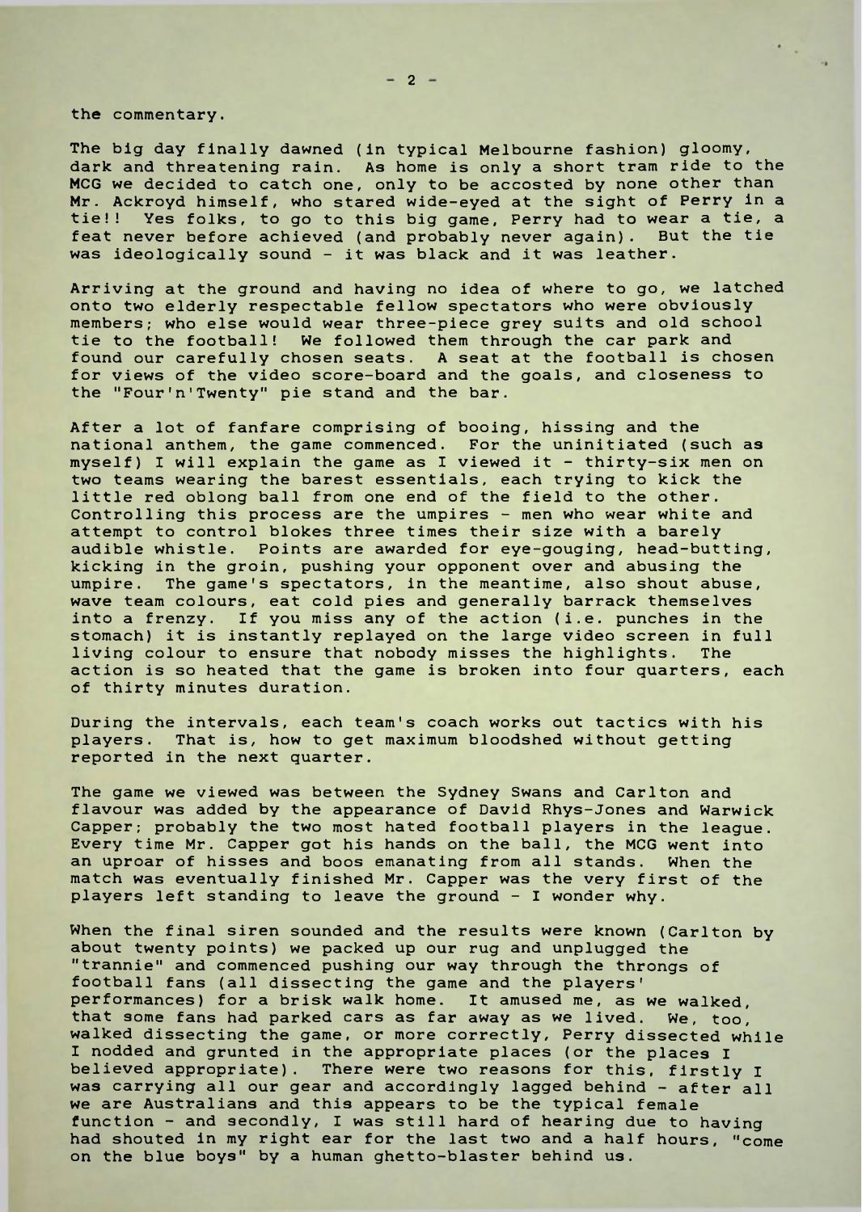the commentary.

The big day finally dawned (in typical Melbourne fashion) gloomy, dark and threatening rain. As home is only a short tram ride to the MCG we decided to catch one, only to be accosted by none other than Mr. Ackroyd himself, who stared wide-eyed at the sight of Perry in a tie!! Yes folks, to go to this big game, Perry had to wear a tie, a feat never before achieved (and probably never again). But the tie was ideologically sound - it was black and it was leather.

Arriving at the ground and having no idea of where to go, we latched onto two elderly respectable fellow spectators who were obviously members; who else would wear three-piece grey suits and old school tie to the football! We followed them through the car park and found our carefully chosen seats. A seat at the football is chosen for views of the video score-board and the goals, and closeness to the "Four'n'Twenty" pie stand and the bar.

After a lot of fanfare comprising of booing, hissing and the national anthem, the game commenced. For the uninitiated (such as myself) I will explain the game as I viewed it - thirty-six men on two teams wearing the barest essentials, each trying to kick the little red oblong ball from one end of the field to the other. Controlling this process are the umpires - men who wear white and attempt to control blokes three times their size with a barely audible whistle. Points are awarded for eye-gouging, head-butting, kicking in the groin, pushing your opponent over and abusing the umpire. The game's spectators, in the meantime, also shout abuse, wave team colours, eat cold pies and generally barrack themselves into a frenzy. If you miss any of the action (i.e. punches in the stomach) it is instantly replayed on the large video screen in full living colour to ensure that nobody misses the highlights. The action is so heated that the game is broken into four quarters, each of thirty minutes duration.

During the intervals, each team's coach works out tactics with his players. That is, how to get maximum bloodshed without getting reported in the next quarter.

The game we viewed was between the Sydney Swans and Carlton and flavour was added by the appearance of David Rhys-Jones and Warwick Capper; probably the two most hated football players in the league. Every time Mr. Capper got his hands on the ball, the MCG went into an uproar of hisses and boos emanating from all stands. When the match was eventually finished Mr. Capper was the very first of the players left standing to leave the ground - I wonder why.

When the final siren sounded and the results were known (Carlton by about twenty points) we packed up our rug and unplugged the "trannie" and commenced pushing our way through the throngs of football fans (all dissecting the game and the players' performances) for a brisk walk home. It amused me, as we walked, that some fans had parked cars as far away as we lived. We, too, walked dissecting the game, or more correctly, Perry dissected while I nodded and grunted in the appropriate places (or the places I believed appropriate). There were two reasons for this, firstly I was carrying all our gear and accordingly lagged behind - after all we are Australians and this appears to be the typical female function - and secondly, I was still hard of hearing due to having had shouted in my right ear for the last two and a half hours, "come on the blue boys" by a human ghetto-blaster behind us.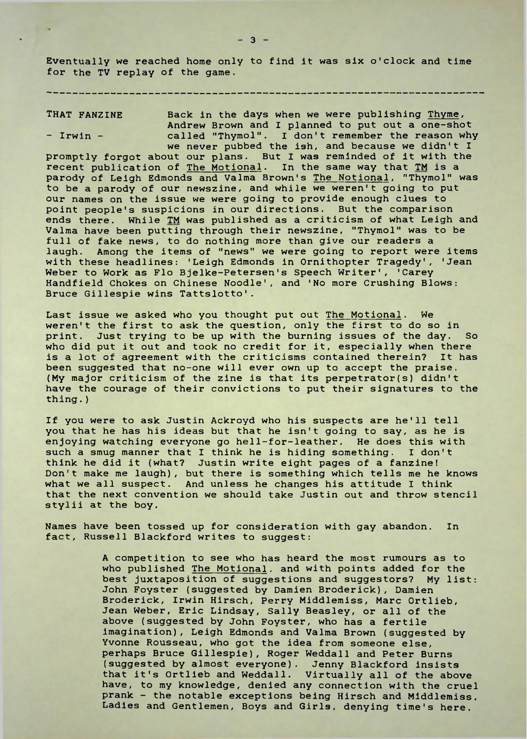Eventually we reached home only to find it was six o'clock and time for the TV replay of the game.

---

**THAT FANZINE**
**- Irwin -**

Back in the days when we were publishing *Thyme*, Andrew Brown and I planned to put out a one-shot called "Thymol". I don't remember the reason why we never pubbed the ish, and because we didn't I promptly forgot about our plans. But I was reminded of it with the recent publication of *The Motional*. In the same way that *TM* is a parody of Leigh Edmonds and Valma Brown's *The Notional*, "Thymol" was to be a parody of our newszine, and while we weren't going to put our names on the issue we were going to provide enough clues to point people's suspicions in our directions. But the comparison ends there. While *TM* was published as a criticism of what Leigh and Valma have been putting through their newszine, "Thymol" was to be full of fake news, to do nothing more than give our readers a laugh. Among the items of "news" we were going to report were items with these headlines: 'Leigh Edmonds in Ornithopter Tragedy', 'Jean Weber to Work as Flo Bjelke-Petersen's Speech Writer', 'Carey Handfield Chokes on Chinese Noodle', and 'No more Crushing Blows: Bruce Gillespie wins Tattslotto'.

Last issue we asked who you thought put out *The Motional*. We weren't the first to ask the question, only the first to do so in print. Just trying to be up with the burning issues of the day. So who did put it out and took no credit for it, especially when there is a lot of agreement with the criticisms contained therein? It has been suggested that no-one will ever own up to accept the praise. (My major criticism of the zine is that its perpetrator(s) didn't have the courage of their convictions to put their signatures to the thing.)

If you were to ask Justin Ackroyd who his suspects are he'll tell you that he has his ideas but that he isn't going to say, as he is enjoying watching everyone go hell-for-leather. He does this with such a smug manner that I think he is hiding something. I don't think he did it (what? Justin write eight pages of a fanzine! Don't make me laugh), but there is something which tells me he knows what we all suspect. And unless he changes his attitude I think that the next convention we should take Justin out and throw stencil stylii at the boy.

Names have been tossed up for consideration with gay abandon. In fact, Russell Blackford writes to suggest:

> A competition to see who has heard the most rumours as to who published *The Motional*, and with points added for the best juxtaposition of suggestions and suggestors? My list: John Foyster (suggested by Damien Broderick), Damien Broderick, Irwin Hirsch, Perry Middlemiss, Marc Ortlieb, Jean Weber, Eric Lindsay, Sally Beasley, or all of the above (suggested by John Foyster, who has a fertile imagination), Leigh Edmonds and Valma Brown (suggested by Yvonne Rousseau, who got the idea from someone else, perhaps Bruce Gillespie), Roger Weddall and Peter Burns (suggested by almost everyone). Jenny Blackford insists that it's Ortlieb and Weddall. Virtually all of the above have, to my knowledge, denied any connection with the cruel prank - the notable exceptions being Hirsch and Middlemiss. Ladies and Gentlemen, Boys and Girls, denying time's here.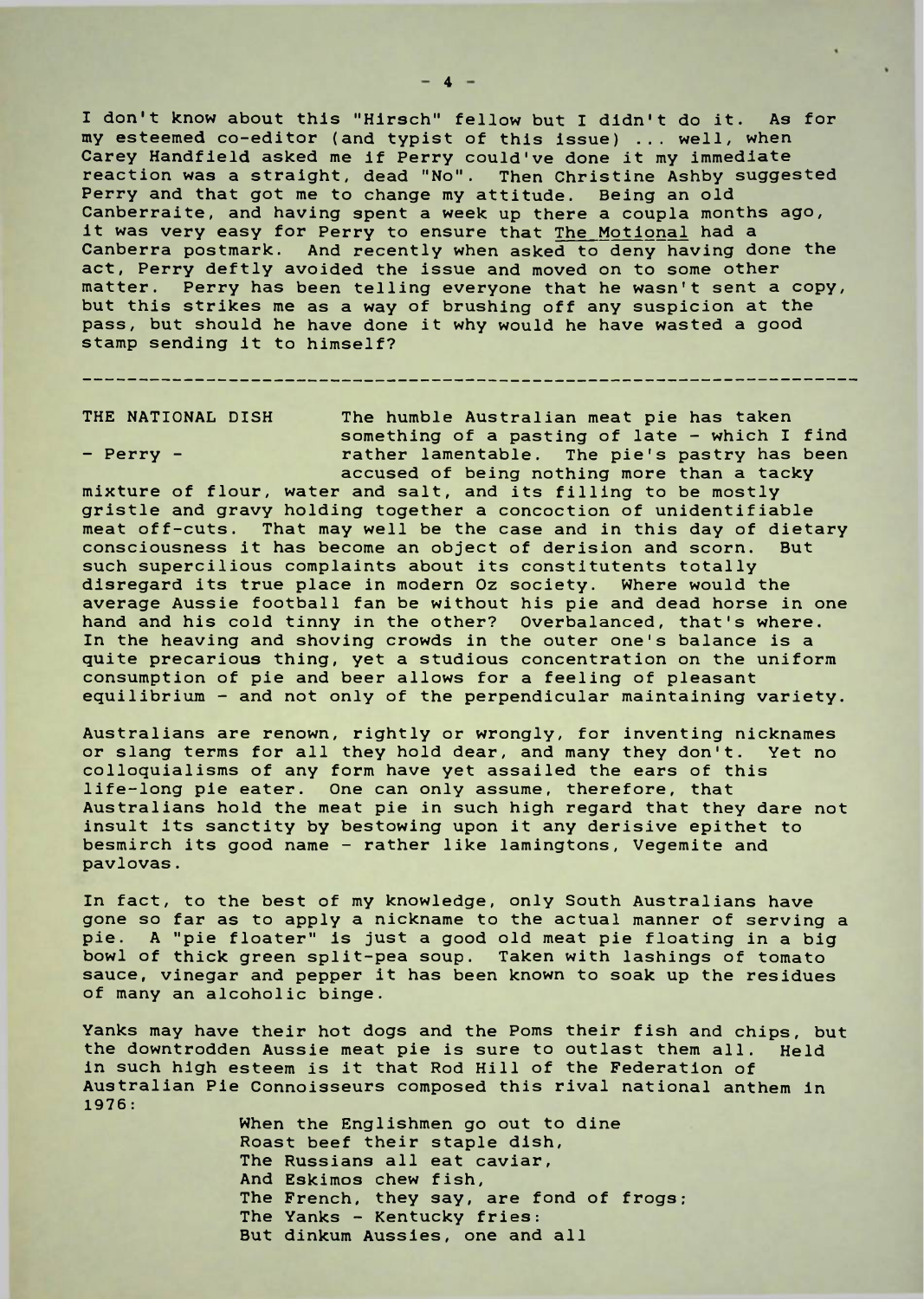I don't know about this "Hirsch" fellow but I didn't do it. As for my esteemed co-editor (and typist of this issue) ... well, when Carey Handfield asked me if Perry could've done it my immediate reaction was a straight, dead "No". Then Christine Ashby suggested Perry and that got me to change my attitude. Being an old Canberraite, and having spent a week up there a coupla months ago, it was very easy for Perry to ensure that The Motional had a Canberra postmark. And recently when asked to deny having done the act, Perry deftly avoided the issue and moved on to some other matter. Perry has been telling everyone that he wasn't sent a copy, but this strikes me as a way of brushing off any suspicion at the pass, but should he have done it why would he have wasted a good stamp sending it to himself?

---

**THE NATIONAL DISH**

**- Perry -**

The humble Australian meat pie has taken something of a pasting of late - which I find rather lamentable. The pie's pastry has been accused of being nothing more than a tacky mixture of flour, water and salt, and its filling to be mostly gristle and gravy holding together a concoction of unidentifiable meat off-cuts. That may well be the case and in this day of dietary consciousness it has become an object of derision and scorn. But such supercilious complaints about its constitutents totally disregard its true place in modern Oz society. Where would the average Aussie football fan be without his pie and dead horse in one hand and his cold tinny in the other? Overbalanced, that's where. In the heaving and shoving crowds in the outer one's balance is a quite precarious thing, yet a studious concentration on the uniform consumption of pie and beer allows for a feeling of pleasant equilibrium - and not only of the perpendicular maintaining variety.

Australians are renown, rightly or wrongly, for inventing nicknames or slang terms for all they hold dear, and many they don't. Yet no colloquialisms of any form have yet assailed the ears of this life-long pie eater. One can only assume, therefore, that Australians hold the meat pie in such high regard that they dare not insult its sanctity by bestowing upon it any derisive epithet to besmirch its good name - rather like lamingtons, Vegemite and pavlovas.

In fact, to the best of my knowledge, only South Australians have gone so far as to apply a nickname to the actual manner of serving a pie. A "pie floater" is just a good old meat pie floating in a big bowl of thick green split-pea soup. Taken with lashings of tomato sauce, vinegar and pepper it has been known to soak up the residues of many an alcoholic binge.

Yanks may have their hot dogs and the Poms their fish and chips, but the downtrodden Aussie meat pie is sure to outlast them all. Held in such high esteem is it that Rod Hill of the Federation of Australian Pie Connoisseurs composed this rival national anthem in 1976:

> When the Englishmen go out to dine
> Roast beef their staple dish,
> The Russians all eat caviar,
> And Eskimos chew fish,
> The French, they say, are fond of frogs;
> The Yanks - Kentucky fries:
> But dinkum Aussies, one and all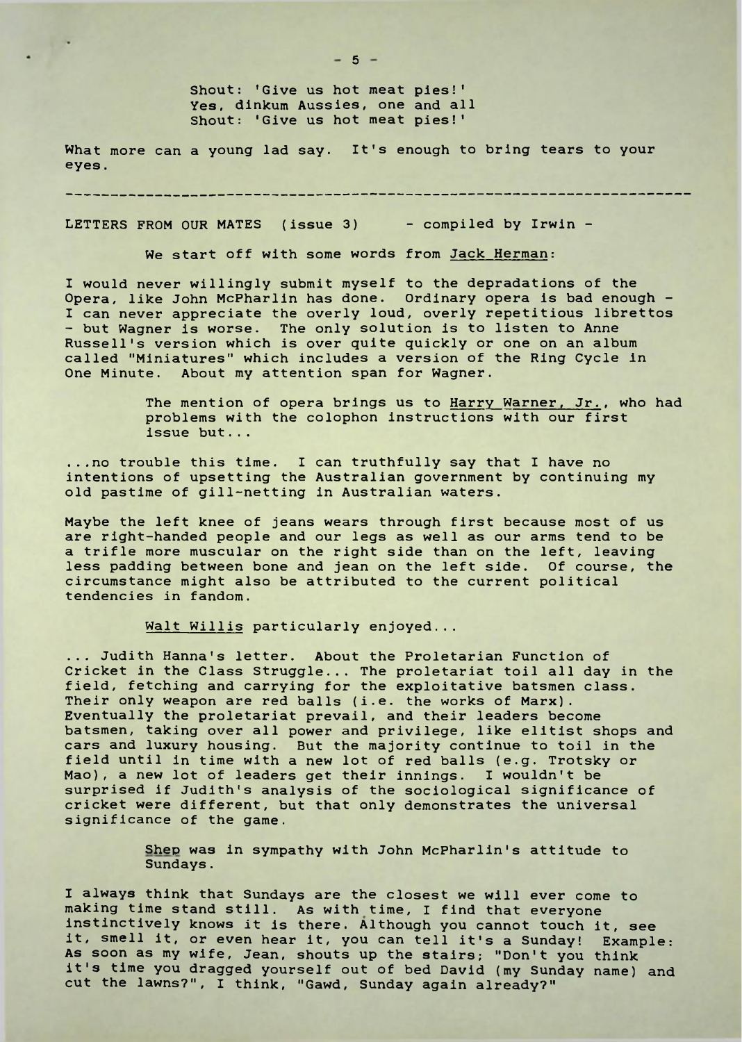Shout: 'Give us hot meat pies!'
Yes, dinkum Aussies, one and all
Shout: 'Give us hot meat pies!'

What more can a young lad say. It's enough to bring tears to your eyes.

---

LETTERS FROM OUR MATES (issue 3) - compiled by Irwin -

We start off with some words from Jack Herman:

I would never willingly submit myself to the depradations of the Opera, like John McPharlin has done. Ordinary opera is bad enough - I can never appreciate the overly loud, overly repetitious librettos - but Wagner is worse. The only solution is to listen to Anne Russell's version which is over quite quickly or one on an album called "Miniatures" which includes a version of the Ring Cycle in One Minute. About my attention span for Wagner.

The mention of opera brings us to Harry Warner, Jr., who had problems with the colophon instructions with our first issue but...

...no trouble this time. I can truthfully say that I have no intentions of upsetting the Australian government by continuing my old pastime of gill-netting in Australian waters.

Maybe the left knee of jeans wears through first because most of us are right-handed people and our legs as well as our arms tend to be a trifle more muscular on the right side than on the left, leaving less padding between bone and jean on the left side. Of course, the circumstance might also be attributed to the current political tendencies in fandom.

Walt Willis particularly enjoyed...

... Judith Hanna's letter. About the Proletarian Function of Cricket in the Class Struggle... The proletariat toil all day in the field, fetching and carrying for the exploitative batsmen class. Their only weapon are red balls (i.e. the works of Marx). Eventually the proletariat prevail, and their leaders become batsmen, taking over all power and privilege, like elitist shops and cars and luxury housing. But the majority continue to toil in the field until in time with a new lot of red balls (e.g. Trotsky or Mao), a new lot of leaders get their innings. I wouldn't be surprised if Judith's analysis of the sociological significance of cricket were different, but that only demonstrates the universal significance of the game.

Shep was in sympathy with John McPharlin's attitude to Sundays.

I always think that Sundays are the closest we will ever come to making time stand still. As with time, I find that everyone instinctively knows it is there. Although you cannot touch it, see it, smell it, or even hear it, you can tell it's a Sunday! Example: As soon as my wife, Jean, shouts up the stairs; "Don't you think it's time you dragged yourself out of bed David (my Sunday name) and cut the lawns?", I think, "Gawd, Sunday again already?"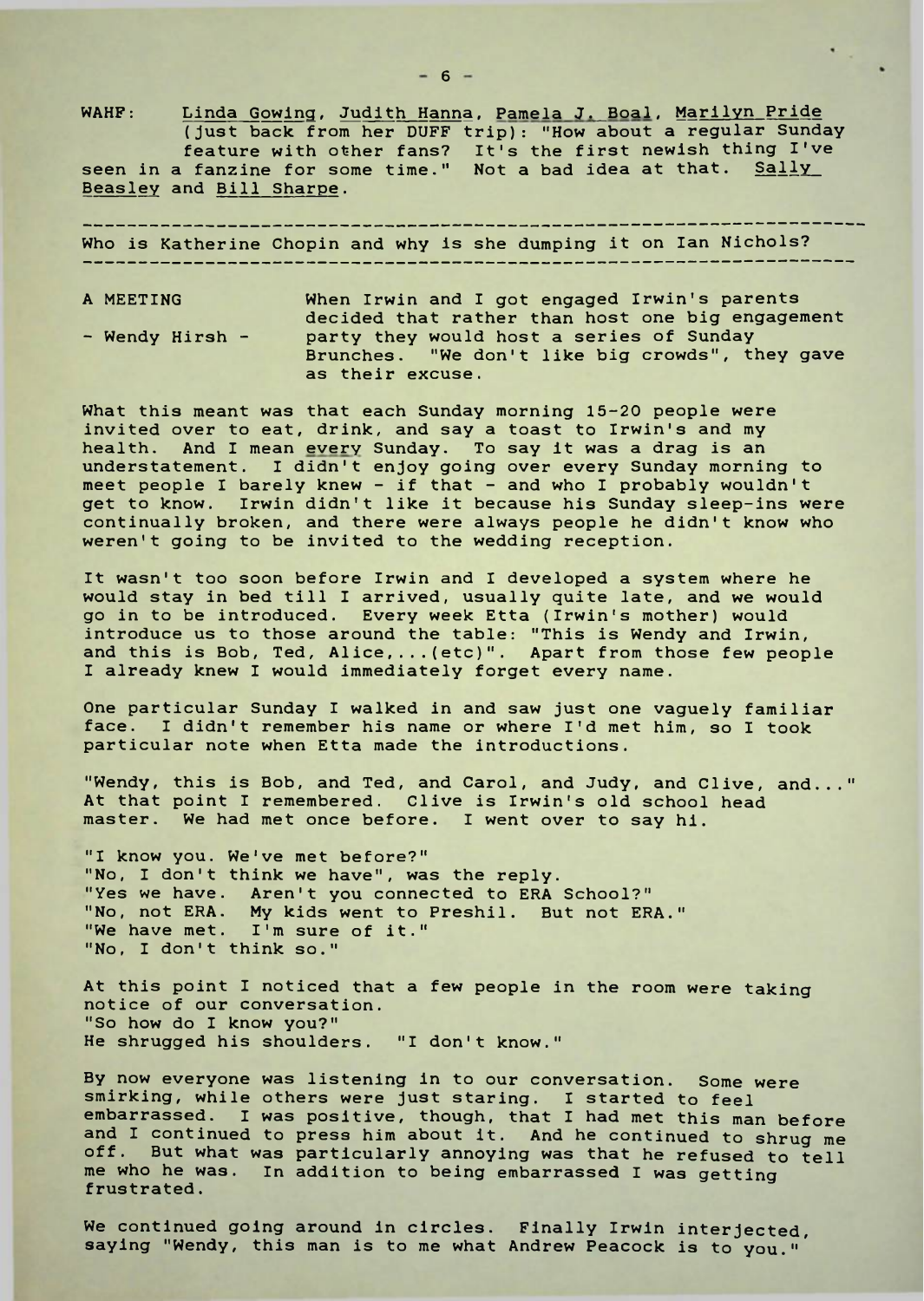WAHF: <u>Linda Gowing</u>, <u>Judith Hanna</u>, <u>Pamela J. Boal</u>, <u>Marilyn Pride</u> (just back from her DUFF trip): "How about a regular Sunday feature with other fans? It's the first newish thing I've seen in a fanzine for some time." Not a bad idea at that. <u>Sally Beasley</u> and <u>Bill Sharpe</u>.

---

Who is Katherine Chopin and why is she dumping it on Ian Nichols?

---

## A MEETING

**- Wendy Hirsh -**

When Irwin and I got engaged Irwin's parents decided that rather than host one big engagement party they would host a series of Sunday Brunches. "We don't like big crowds", they gave as their excuse.

What this meant was that each Sunday morning 15-20 people were invited over to eat, drink, and say a toast to Irwin's and my health. And I mean <u>every</u> Sunday. To say it was a drag is an understatement. I didn't enjoy going over every Sunday morning to meet people I barely knew - if that - and who I probably wouldn't get to know. Irwin didn't like it because his Sunday sleep-ins were continually broken, and there were always people he didn't know who weren't going to be invited to the wedding reception.

It wasn't too soon before Irwin and I developed a system where he would stay in bed till I arrived, usually quite late, and we would go in to be introduced. Every week Etta (Irwin's mother) would introduce us to those around the table: "This is Wendy and Irwin, and this is Bob, Ted, Alice,...(etc)". Apart from those few people I already knew I would immediately forget every name.

One particular Sunday I walked in and saw just one vaguely familiar face. I didn't remember his name or where I'd met him, so I took particular note when Etta made the introductions.

"Wendy, this is Bob, and Ted, and Carol, and Judy, and Clive, and..." At that point I remembered. Clive is Irwin's old school head master. We had met once before. I went over to say hi.

"I know you. We've met before?"
"No, I don't think we have", was the reply.
"Yes we have. Aren't you connected to ERA School?"
"No, not ERA. My kids went to Preshil. But not ERA."
"We have met. I'm sure of it."
"No, I don't think so."

At this point I noticed that a few people in the room were taking notice of our conversation.
"So how do I know you?"
He shrugged his shoulders. "I don't know."

By now everyone was listening in to our conversation. Some were smirking, while others were just staring. I started to feel embarrassed. I was positive, though, that I had met this man before and I continued to press him about it. And he continued to shrug me off. But what was particularly annoying was that he refused to tell me who he was. In addition to being embarrassed I was getting frustrated.

We continued going around in circles. Finally Irwin interjected, saying "Wendy, this man is to me what Andrew Peacock is to you."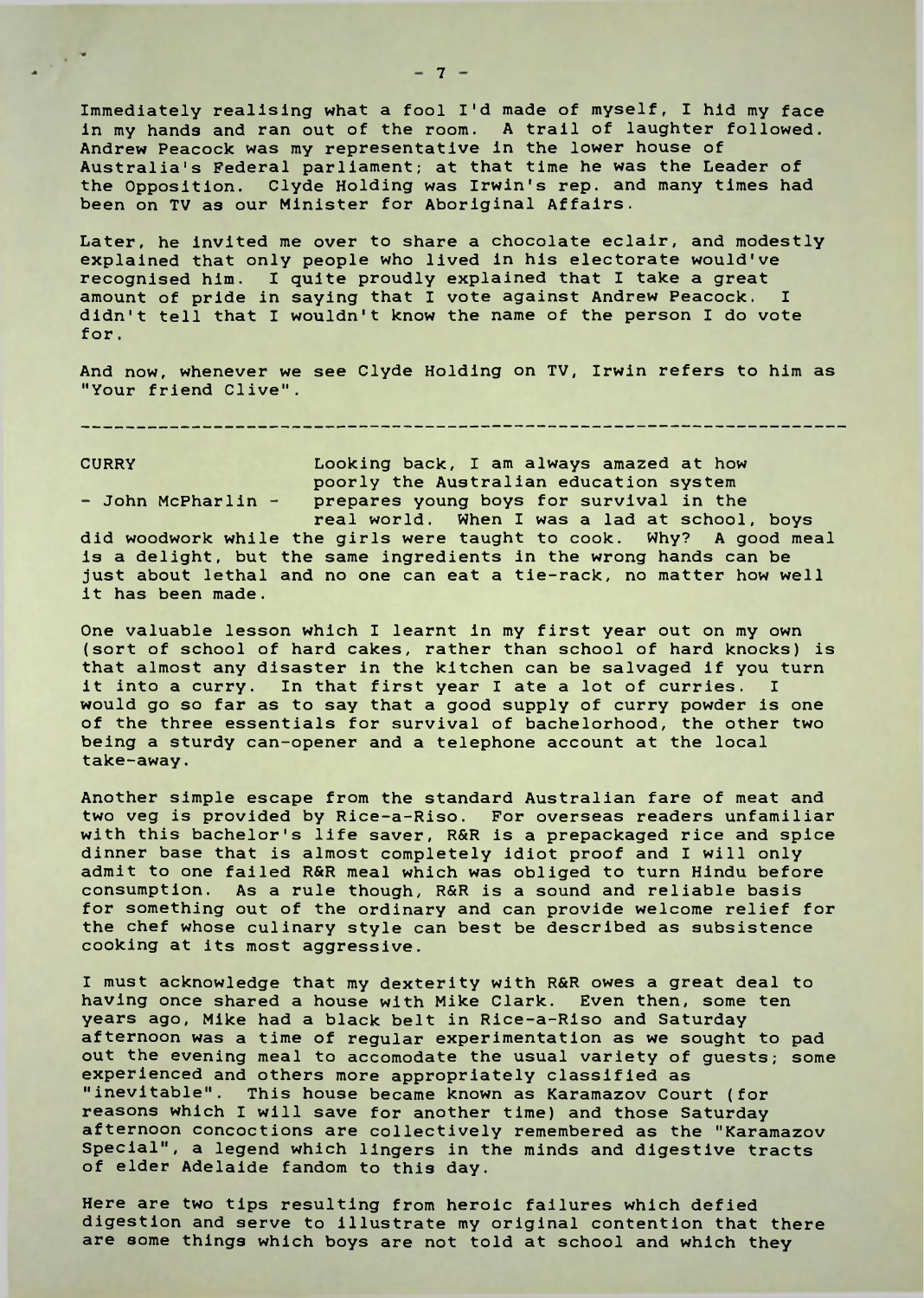Immediately realising what a fool I'd made of myself, I hid my face in my hands and ran out of the room. A trail of laughter followed. Andrew Peacock was my representative in the lower house of Australia's Federal parliament; at that time he was the Leader of the Opposition. Clyde Holding was Irwin's rep. and many times had been on TV as our Minister for Aboriginal Affairs.

Later, he invited me over to share a chocolate eclair, and modestly explained that only people who lived in his electorate would've recognised him. I quite proudly explained that I take a great amount of pride in saying that I vote against Andrew Peacock. I didn't tell that I wouldn't know the name of the person I do vote for.

And now, whenever we see Clyde Holding on TV, Irwin refers to him as "Your friend Clive".

---

## CURRY

**- John McPharlin -**

Looking back, I am always amazed at how poorly the Australian education system prepares young boys for survival in the real world. When I was a lad at school, boys did woodwork while the girls were taught to cook. Why? A good meal is a delight, but the same ingredients in the wrong hands can be just about lethal and no one can eat a tie-rack, no matter how well it has been made.

One valuable lesson which I learnt in my first year out on my own (sort of school of hard cakes, rather than school of hard knocks) is that almost any disaster in the kitchen can be salvaged if you turn it into a curry. In that first year I ate a lot of curries. I would go so far as to say that a good supply of curry powder is one of the three essentials for survival of bachelorhood, the other two being a sturdy can-opener and a telephone account at the local take-away.

Another simple escape from the standard Australian fare of meat and two veg is provided by Rice-a-Riso. For overseas readers unfamiliar with this bachelor's life saver, R&R is a prepackaged rice and spice dinner base that is almost completely idiot proof and I will only admit to one failed R&R meal which was obliged to turn Hindu before consumption. As a rule though, R&R is a sound and reliable basis for something out of the ordinary and can provide welcome relief for the chef whose culinary style can best be described as subsistence cooking at its most aggressive.

I must acknowledge that my dexterity with R&R owes a great deal to having once shared a house with Mike Clark. Even then, some ten years ago, Mike had a black belt in Rice-a-Riso and Saturday afternoon was a time of regular experimentation as we sought to pad out the evening meal to accomodate the usual variety of guests; some experienced and others more appropriately classified as "inevitable". This house became known as Karamazov Court (for reasons which I will save for another time) and those Saturday afternoon concoctions are collectively remembered as the "Karamazov Special", a legend which lingers in the minds and digestive tracts of elder Adelaide fandom to this day.

Here are two tips resulting from heroic failures which defied digestion and serve to illustrate my original contention that there are some things which boys are not told at school and which they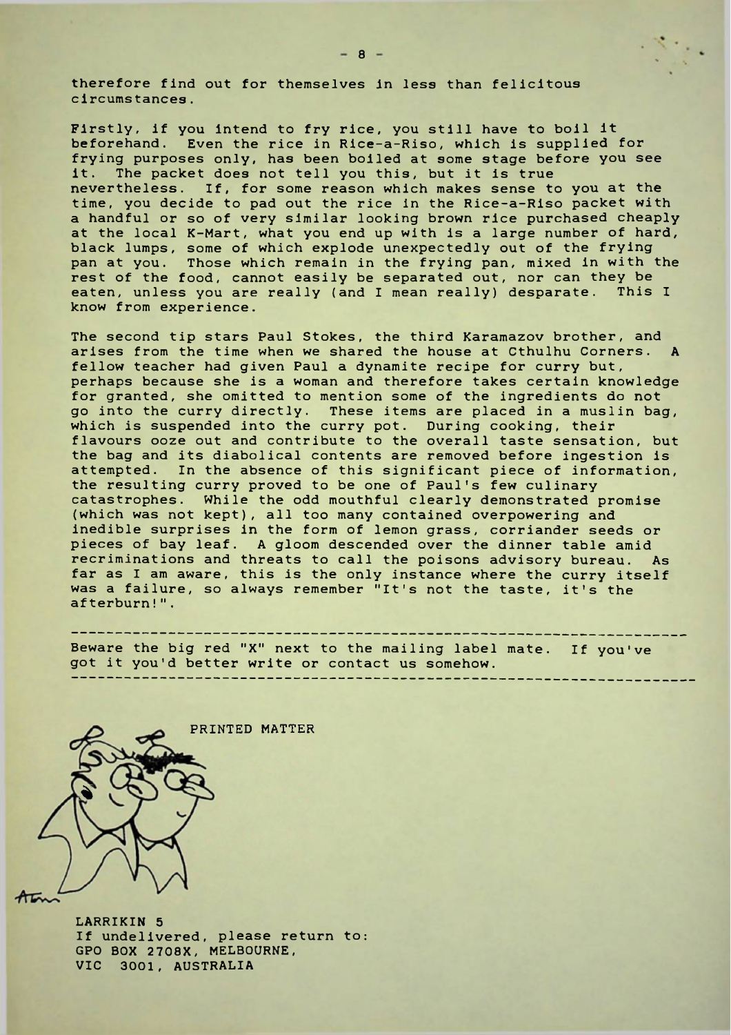therefore find out for themselves in less than felicitous circumstances.

Firstly, if you intend to fry rice, you still have to boil it beforehand. Even the rice in Rice-a-Riso, which is supplied for frying purposes only, has been boiled at some stage before you see it. The packet does not tell you this, but it is true nevertheless. If, for some reason which makes sense to you at the time, you decide to pad out the rice in the Rice-a-Riso packet with a handful or so of very similar looking brown rice purchased cheaply at the local K-Mart, what you end up with is a large number of hard, black lumps, some of which explode unexpectedly out of the frying pan at you. Those which remain in the frying pan, mixed in with the rest of the food, cannot easily be separated out, nor can they be eaten, unless you are really (and I mean really) desparate. This I know from experience.

The second tip stars Paul Stokes, the third Karamazov brother, and arises from the time when we shared the house at Cthulhu Corners. A fellow teacher had given Paul a dynamite recipe for curry but, perhaps because she is a woman and therefore takes certain knowledge for granted, she omitted to mention some of the ingredients do not go into the curry directly. These items are placed in a muslin bag, which is suspended into the curry pot. During cooking, their flavours ooze out and contribute to the overall taste sensation, but the bag and its diabolical contents are removed before ingestion is attempted. In the absence of this significant piece of information, the resulting curry proved to be one of Paul's few culinary catastrophes. While the odd mouthful clearly demonstrated promise (which was not kept), all too many contained overpowering and inedible surprises in the form of lemon grass, corriander seeds or pieces of bay leaf. A gloom descended over the dinner table amid recriminations and threats to call the poisons advisory bureau. As far as I am aware, this is the only instance where the curry itself was a failure, so always remember "It's not the taste, it's the afterburn!".

---

Beware the big red "X" next to the mailing label mate. If you've got it you'd better write or contact us somehow.

---

PRINTED MATTER

LARRIKIN 5
If undelivered, please return to:
GPO BOX 2708X, MELBOURNE,
VIC 3001, AUSTRALIA